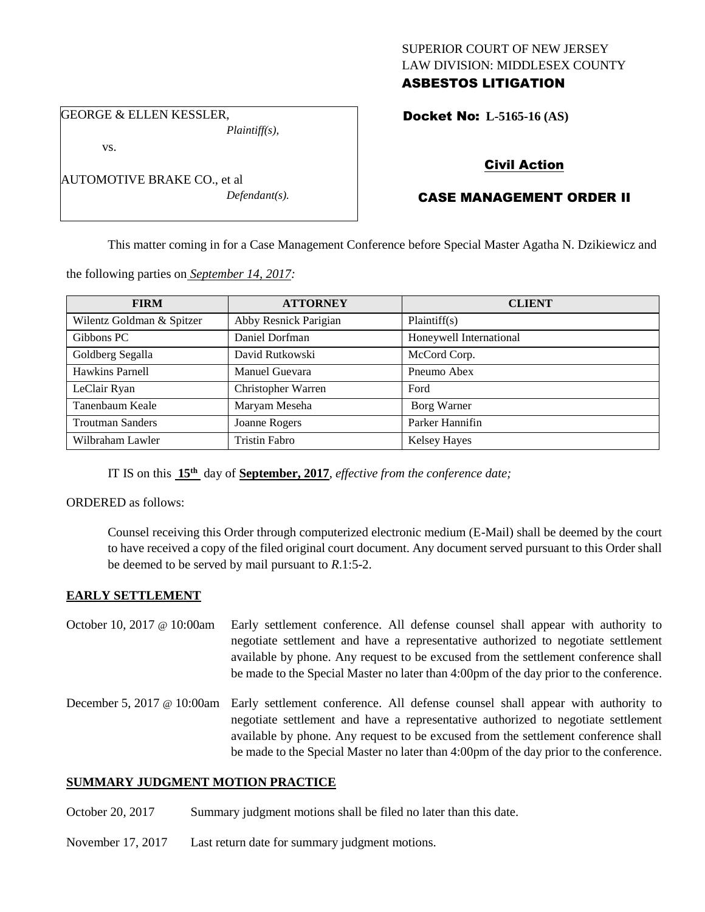SUPERIOR COURT OF NEW JERSEY
LAW DIVISION: MIDDLESEX COUNTY

**ASBESTOS LITIGATION**

GEORGE & ELLEN KESSLER,
*Plaintiff(s),*

vs.

AUTOMOTIVE BRAKE CO., et al
*Defendant(s).*

**Docket No: L-5165-16 (AS)**

**Civil Action**

**CASE MANAGEMENT ORDER II**

This matter coming in for a Case Management Conference before Special Master Agatha N. Dzikiewicz and the following parties on *September 14, 2017:*

| FIRM | ATTORNEY | CLIENT |
|---|---|---|
| Wilentz Goldman & Spitzer | Abby Resnick Parigian | Plaintiff(s) |
| Gibbons PC | Daniel Dorfman | Honeywell International |
| Goldberg Segalla | David Rutkowski | McCord Corp. |
| Hawkins Parnell | Manuel Guevara | Pneumo Abex |
| LeClair Ryan | Christopher Warren | Ford |
| Tanenbaum Keale | Maryam Meseha | Borg Warner |
| Troutman Sanders | Joanne Rogers | Parker Hannifin |
| Wilbraham Lawler | Tristin Fabro | Kelsey Hayes |

IT IS on this **15th** day of **September, 2017**, *effective from the conference date;*

ORDERED as follows:

Counsel receiving this Order through computerized electronic medium (E-Mail) shall be deemed by the court to have received a copy of the filed original court document. Any document served pursuant to this Order shall be deemed to be served by mail pursuant to *R*.1:5-2.

## EARLY SETTLEMENT

October 10, 2017 @ 10:00am — Early settlement conference. All defense counsel shall appear with authority to negotiate settlement and have a representative authorized to negotiate settlement available by phone. Any request to be excused from the settlement conference shall be made to the Special Master no later than 4:00pm of the day prior to the conference.

December 5, 2017 @ 10:00am — Early settlement conference. All defense counsel shall appear with authority to negotiate settlement and have a representative authorized to negotiate settlement available by phone. Any request to be excused from the settlement conference shall be made to the Special Master no later than 4:00pm of the day prior to the conference.

## SUMMARY JUDGMENT MOTION PRACTICE

October 20, 2017 — Summary judgment motions shall be filed no later than this date.

November 17, 2017 — Last return date for summary judgment motions.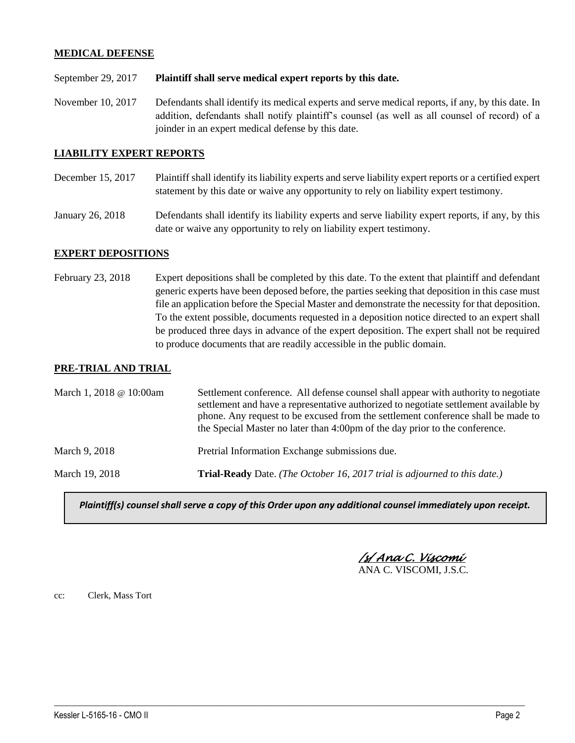**MEDICAL DEFENSE**

| | |
|---|---|
| September 29, 2017 | **Plaintiff shall serve medical expert reports by this date.** |
| November 10, 2017 | Defendants shall identify its medical experts and serve medical reports, if any, by this date. In addition, defendants shall notify plaintiff's counsel (as well as all counsel of record) of a joinder in an expert medical defense by this date. |

**LIABILITY EXPERT REPORTS**

| | |
|---|---|
| December 15, 2017 | Plaintiff shall identify its liability experts and serve liability expert reports or a certified expert statement by this date or waive any opportunity to rely on liability expert testimony. |
| January 26, 2018 | Defendants shall identify its liability experts and serve liability expert reports, if any, by this date or waive any opportunity to rely on liability expert testimony. |

**EXPERT DEPOSITIONS**

| | |
|---|---|
| February 23, 2018 | Expert depositions shall be completed by this date. To the extent that plaintiff and defendant generic experts have been deposed before, the parties seeking that deposition in this case must file an application before the Special Master and demonstrate the necessity for that deposition. To the extent possible, documents requested in a deposition notice directed to an expert shall be produced three days in advance of the expert deposition. The expert shall not be required to produce documents that are readily accessible in the public domain. |

**PRE-TRIAL AND TRIAL**

| | |
|---|---|
| March 1, 2018 @ 10:00am | Settlement conference. All defense counsel shall appear with authority to negotiate settlement and have a representative authorized to negotiate settlement available by phone. Any request to be excused from the settlement conference shall be made to the Special Master no later than 4:00pm of the day prior to the conference. |
| March 9, 2018 | Pretrial Information Exchange submissions due. |
| March 19, 2018 | **Trial-Ready** Date. *(The October 16, 2017 trial is adjourned to this date.)* |

***Plaintiff(s) counsel shall serve a copy of this Order upon any additional counsel immediately upon receipt.***

*/s/ Ana C. Viscomi*
ANA C. VISCOMI, J.S.C.

cc: Clerk, Mass Tort